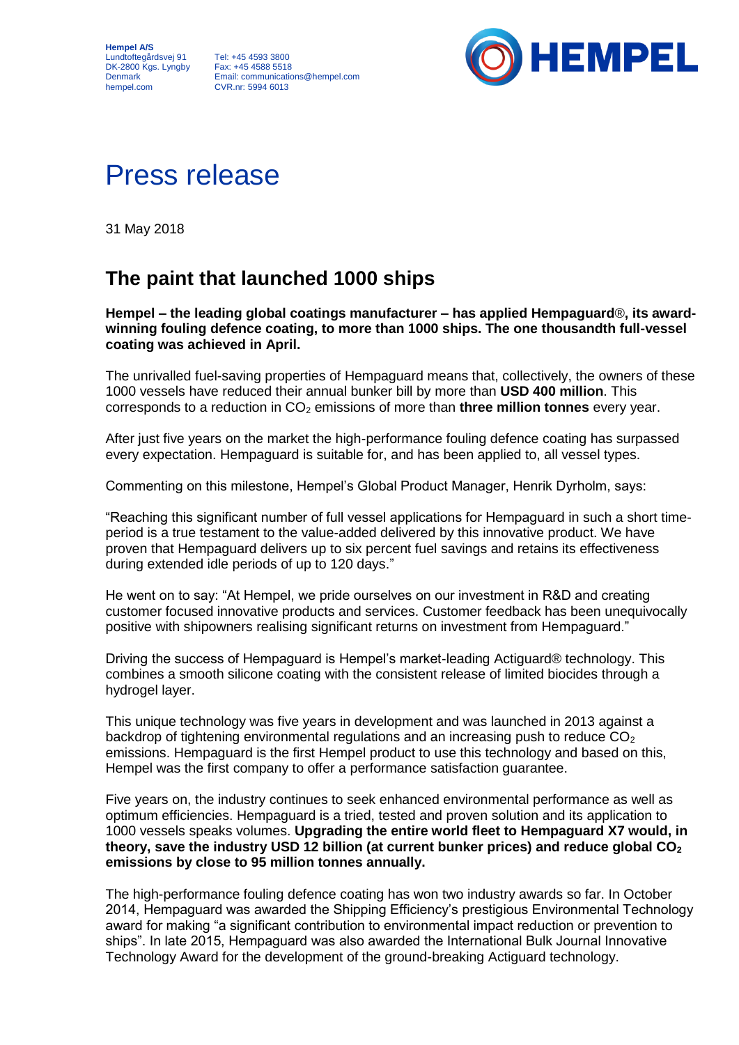**Hempel A/S**
Lundtoftegårdsvej 91
DK-2800 Kgs. Lyngby
Denmark
hempel.com

Tel: +45 4593 3800
Fax: +45 4588 5518
Email: communications@hempel.com
CVR.nr: 5994 6013

HEMPEL

# Press release

31 May 2018

## The paint that launched 1000 ships

**Hempel – the leading global coatings manufacturer – has applied Hempaguard®, its award-winning fouling defence coating, to more than 1000 ships. The one thousandth full-vessel coating was achieved in April.**

The unrivalled fuel-saving properties of Hempaguard means that, collectively, the owners of these 1000 vessels have reduced their annual bunker bill by more than **USD 400 million**. This corresponds to a reduction in $CO_2$ emissions of more than **three million tonnes** every year.

After just five years on the market the high-performance fouling defence coating has surpassed every expectation. Hempaguard is suitable for, and has been applied to, all vessel types.

Commenting on this milestone, Hempel's Global Product Manager, Henrik Dyrholm, says:

"Reaching this significant number of full vessel applications for Hempaguard in such a short time-period is a true testament to the value-added delivered by this innovative product. We have proven that Hempaguard delivers up to six percent fuel savings and retains its effectiveness during extended idle periods of up to 120 days."

He went on to say: "At Hempel, we pride ourselves on our investment in R&D and creating customer focused innovative products and services. Customer feedback has been unequivocally positive with shipowners realising significant returns on investment from Hempaguard."

Driving the success of Hempaguard is Hempel's market-leading Actiguard® technology. This combines a smooth silicone coating with the consistent release of limited biocides through a hydrogel layer.

This unique technology was five years in development and was launched in 2013 against a backdrop of tightening environmental regulations and an increasing push to reduce $CO_2$ emissions. Hempaguard is the first Hempel product to use this technology and based on this, Hempel was the first company to offer a performance satisfaction guarantee.

Five years on, the industry continues to seek enhanced environmental performance as well as optimum efficiencies. Hempaguard is a tried, tested and proven solution and its application to 1000 vessels speaks volumes. **Upgrading the entire world fleet to Hempaguard X7 would, in theory, save the industry USD 12 billion (at current bunker prices) and reduce global $CO_2$ emissions by close to 95 million tonnes annually.**

The high-performance fouling defence coating has won two industry awards so far. In October 2014, Hempaguard was awarded the Shipping Efficiency's prestigious Environmental Technology award for making "a significant contribution to environmental impact reduction or prevention to ships". In late 2015, Hempaguard was also awarded the International Bulk Journal Innovative Technology Award for the development of the ground-breaking Actiguard technology.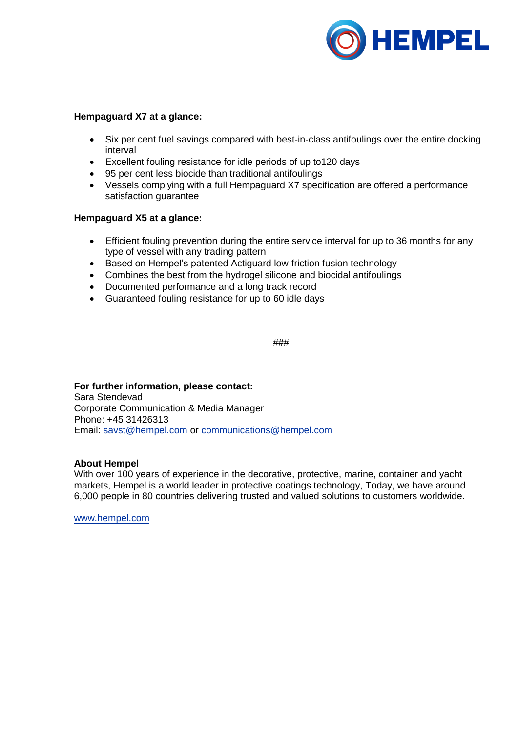**Hempaguard X7 at a glance:**

- Six per cent fuel savings compared with best-in-class antifoulings over the entire docking interval
- Excellent fouling resistance for idle periods of up to120 days
- 95 per cent less biocide than traditional antifoulings
- Vessels complying with a full Hempaguard X7 specification are offered a performance satisfaction guarantee

**Hempaguard X5 at a glance:**

- Efficient fouling prevention during the entire service interval for up to 36 months for any type of vessel with any trading pattern
- Based on Hempel's patented Actiguard low-friction fusion technology
- Combines the best from the hydrogel silicone and biocidal antifoulings
- Documented performance and a long track record
- Guaranteed fouling resistance for up to 60 idle days

###

**For further information, please contact:**
Sara Stendevad
Corporate Communication & Media Manager
Phone: +45 31426313
Email: savst@hempel.com or communications@hempel.com

**About Hempel**
With over 100 years of experience in the decorative, protective, marine, container and yacht markets, Hempel is a world leader in protective coatings technology, Today, we have around 6,000 people in 80 countries delivering trusted and valued solutions to customers worldwide.

www.hempel.com